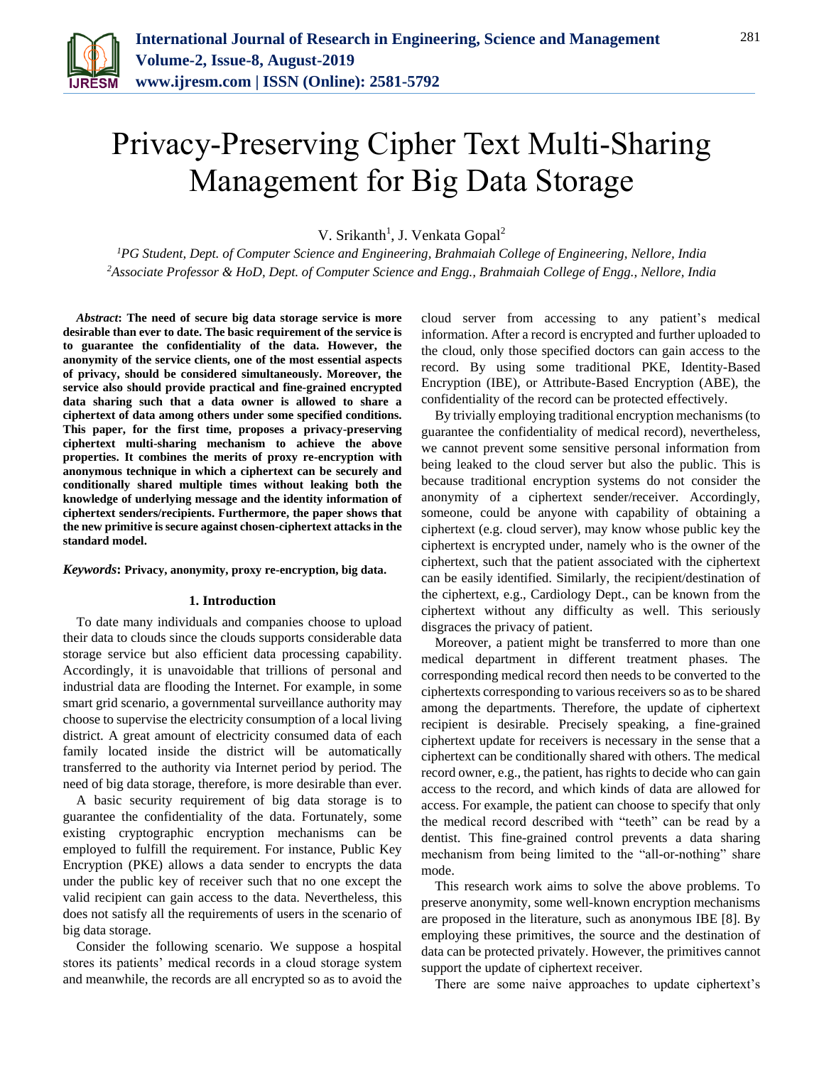# Privacy-Preserving Cipher Text Multi-Sharing Management for Big Data Storage

V. Srikanth[1], J. Venkata Gopal[2]

[1]*PG Student, Dept. of Computer Science and Engineering, Brahmaiah College of Engineering, Nellore, India*
[2]*Associate Professor & HoD, Dept. of Computer Science and Engg., Brahmaiah College of Engg., Nellore, India*

***Abstract*****: The need of secure big data storage service is more desirable than ever to date. The basic requirement of the service is to guarantee the confidentiality of the data. However, the anonymity of the service clients, one of the most essential aspects of privacy, should be considered simultaneously. Moreover, the service also should provide practical and fine-grained encrypted data sharing such that a data owner is allowed to share a ciphertext of data among others under some specified conditions. This paper, for the first time, proposes a privacy-preserving ciphertext multi-sharing mechanism to achieve the above properties. It combines the merits of proxy re-encryption with anonymous technique in which a ciphertext can be securely and conditionally shared multiple times without leaking both the knowledge of underlying message and the identity information of ciphertext senders/recipients. Furthermore, the paper shows that the new primitive is secure against chosen-ciphertext attacks in the standard model.**

***Keywords*****: Privacy, anonymity, proxy re-encryption, big data.**

## 1. Introduction

To date many individuals and companies choose to upload their data to clouds since the clouds supports considerable data storage service but also efficient data processing capability. Accordingly, it is unavoidable that trillions of personal and industrial data are flooding the Internet. For example, in some smart grid scenario, a governmental surveillance authority may choose to supervise the electricity consumption of a local living district. A great amount of electricity consumed data of each family located inside the district will be automatically transferred to the authority via Internet period by period. The need of big data storage, therefore, is more desirable than ever.

A basic security requirement of big data storage is to guarantee the confidentiality of the data. Fortunately, some existing cryptographic encryption mechanisms can be employed to fulfill the requirement. For instance, Public Key Encryption (PKE) allows a data sender to encrypts the data under the public key of receiver such that no one except the valid recipient can gain access to the data. Nevertheless, this does not satisfy all the requirements of users in the scenario of big data storage.

Consider the following scenario. We suppose a hospital stores its patients' medical records in a cloud storage system and meanwhile, the records are all encrypted so as to avoid the cloud server from accessing to any patient's medical information. After a record is encrypted and further uploaded to the cloud, only those specified doctors can gain access to the record. By using some traditional PKE, Identity-Based Encryption (IBE), or Attribute-Based Encryption (ABE), the confidentiality of the record can be protected effectively.

By trivially employing traditional encryption mechanisms (to guarantee the confidentiality of medical record), nevertheless, we cannot prevent some sensitive personal information from being leaked to the cloud server but also the public. This is because traditional encryption systems do not consider the anonymity of a ciphertext sender/receiver. Accordingly, someone, could be anyone with capability of obtaining a ciphertext (e.g. cloud server), may know whose public key the ciphertext is encrypted under, namely who is the owner of the ciphertext, such that the patient associated with the ciphertext can be easily identified. Similarly, the recipient/destination of the ciphertext, e.g., Cardiology Dept., can be known from the ciphertext without any difficulty as well. This seriously disgraces the privacy of patient.

Moreover, a patient might be transferred to more than one medical department in different treatment phases. The corresponding medical record then needs to be converted to the ciphertexts corresponding to various receivers so as to be shared among the departments. Therefore, the update of ciphertext recipient is desirable. Precisely speaking, a fine-grained ciphertext update for receivers is necessary in the sense that a ciphertext can be conditionally shared with others. The medical record owner, e.g., the patient, has rights to decide who can gain access to the record, and which kinds of data are allowed for access. For example, the patient can choose to specify that only the medical record described with "teeth" can be read by a dentist. This fine-grained control prevents a data sharing mechanism from being limited to the "all-or-nothing" share mode.

This research work aims to solve the above problems. To preserve anonymity, some well-known encryption mechanisms are proposed in the literature, such as anonymous IBE [8]. By employing these primitives, the source and the destination of data can be protected privately. However, the primitives cannot support the update of ciphertext receiver.

There are some naive approaches to update ciphertext's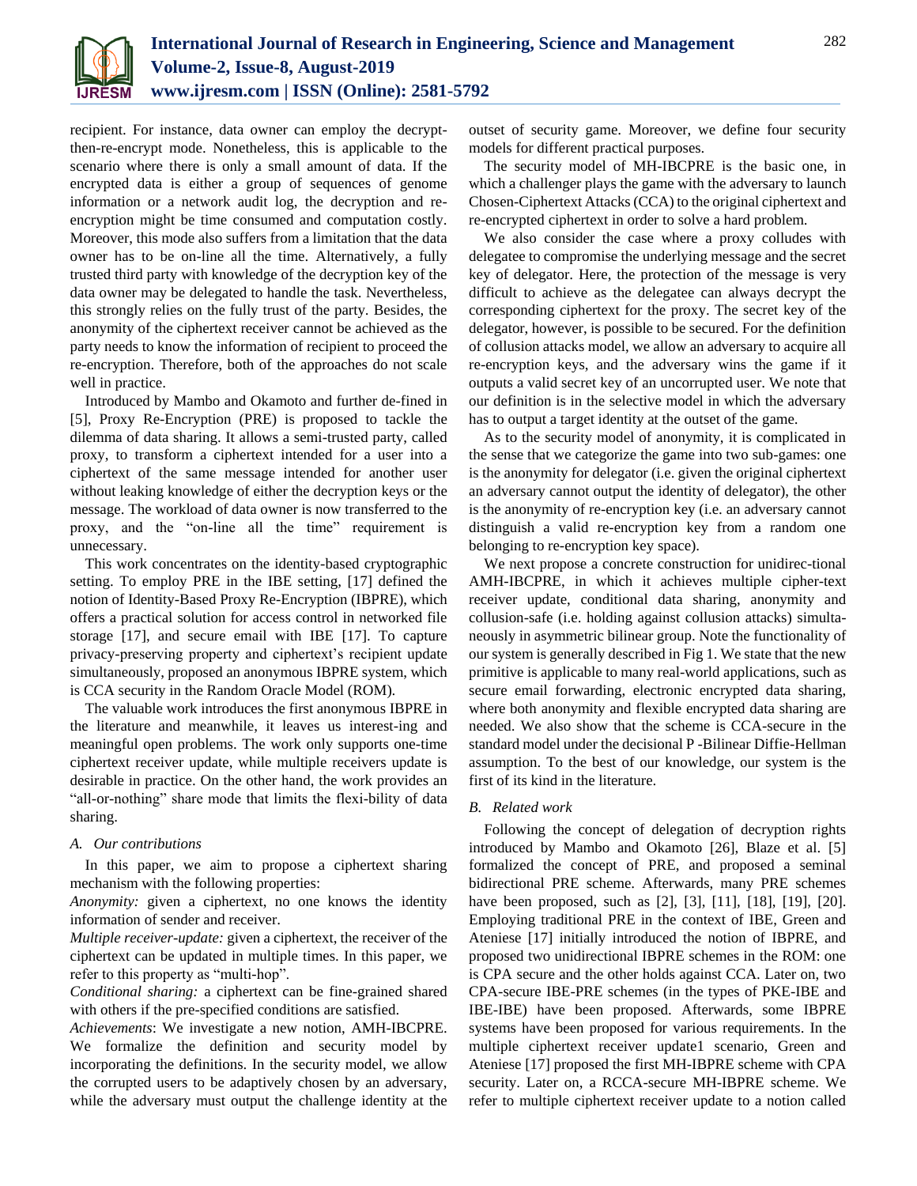recipient. For instance, data owner can employ the decrypt-then-re-encrypt mode. Nonetheless, this is applicable to the scenario where there is only a small amount of data. If the encrypted data is either a group of sequences of genome information or a network audit log, the decryption and re-encryption might be time consumed and computation costly. Moreover, this mode also suffers from a limitation that the data owner has to be on-line all the time. Alternatively, a fully trusted third party with knowledge of the decryption key of the data owner may be delegated to handle the task. Nevertheless, this strongly relies on the fully trust of the party. Besides, the anonymity of the ciphertext receiver cannot be achieved as the party needs to know the information of recipient to proceed the re-encryption. Therefore, both of the approaches do not scale well in practice.

Introduced by Mambo and Okamoto and further de-fined in [5], Proxy Re-Encryption (PRE) is proposed to tackle the dilemma of data sharing. It allows a semi-trusted party, called proxy, to transform a ciphertext intended for a user into a ciphertext of the same message intended for another user without leaking knowledge of either the decryption keys or the message. The workload of data owner is now transferred to the proxy, and the "on-line all the time" requirement is unnecessary.

This work concentrates on the identity-based cryptographic setting. To employ PRE in the IBE setting, [17] defined the notion of Identity-Based Proxy Re-Encryption (IBPRE), which offers a practical solution for access control in networked file storage [17], and secure email with IBE [17]. To capture privacy-preserving property and ciphertext's recipient update simultaneously, proposed an anonymous IBPRE system, which is CCA security in the Random Oracle Model (ROM).

The valuable work introduces the first anonymous IBPRE in the literature and meanwhile, it leaves us interest-ing and meaningful open problems. The work only supports one-time ciphertext receiver update, while multiple receivers update is desirable in practice. On the other hand, the work provides an "all-or-nothing" share mode that limits the flexi-bility of data sharing.

### A. Our contributions

In this paper, we aim to propose a ciphertext sharing mechanism with the following properties:

*Anonymity:* given a ciphertext, no one knows the identity information of sender and receiver.

*Multiple receiver-update:* given a ciphertext, the receiver of the ciphertext can be updated in multiple times. In this paper, we refer to this property as "multi-hop".

*Conditional sharing:* a ciphertext can be fine-grained shared with others if the pre-specified conditions are satisfied.

*Achievements*: We investigate a new notion, AMH-IBCPRE. We formalize the definition and security model by incorporating the definitions. In the security model, we allow the corrupted users to be adaptively chosen by an adversary, while the adversary must output the challenge identity at the outset of security game. Moreover, we define four security models for different practical purposes.

The security model of MH-IBCPRE is the basic one, in which a challenger plays the game with the adversary to launch Chosen-Ciphertext Attacks (CCA) to the original ciphertext and re-encrypted ciphertext in order to solve a hard problem.

We also consider the case where a proxy colludes with delegatee to compromise the underlying message and the secret key of delegator. Here, the protection of the message is very difficult to achieve as the delegatee can always decrypt the corresponding ciphertext for the proxy. The secret key of the delegator, however, is possible to be secured. For the definition of collusion attacks model, we allow an adversary to acquire all re-encryption keys, and the adversary wins the game if it outputs a valid secret key of an uncorrupted user. We note that our definition is in the selective model in which the adversary has to output a target identity at the outset of the game.

As to the security model of anonymity, it is complicated in the sense that we categorize the game into two sub-games: one is the anonymity for delegator (i.e. given the original ciphertext an adversary cannot output the identity of delegator), the other is the anonymity of re-encryption key (i.e. an adversary cannot distinguish a valid re-encryption key from a random one belonging to re-encryption key space).

We next propose a concrete construction for unidirec-tional AMH-IBCPRE, in which it achieves multiple cipher-text receiver update, conditional data sharing, anonymity and collusion-safe (i.e. holding against collusion attacks) simulta-neously in asymmetric bilinear group. Note the functionality of our system is generally described in Fig 1. We state that the new primitive is applicable to many real-world applications, such as secure email forwarding, electronic encrypted data sharing, where both anonymity and flexible encrypted data sharing are needed. We also show that the scheme is CCA-secure in the standard model under the decisional P -Bilinear Diffie-Hellman assumption. To the best of our knowledge, our system is the first of its kind in the literature.

### B. Related work

Following the concept of delegation of decryption rights introduced by Mambo and Okamoto [26], Blaze et al. [5] formalized the concept of PRE, and proposed a seminal bidirectional PRE scheme. Afterwards, many PRE schemes have been proposed, such as [2], [3], [11], [18], [19], [20]. Employing traditional PRE in the context of IBE, Green and Ateniese [17] initially introduced the notion of IBPRE, and proposed two unidirectional IBPRE schemes in the ROM: one is CPA secure and the other holds against CCA. Later on, two CPA-secure IBE-PRE schemes (in the types of PKE-IBE and IBE-IBE) have been proposed. Afterwards, some IBPRE systems have been proposed for various requirements. In the multiple ciphertext receiver update1 scenario, Green and Ateniese [17] proposed the first MH-IBPRE scheme with CPA security. Later on, a RCCA-secure MH-IBPRE scheme. We refer to multiple ciphertext receiver update to a notion called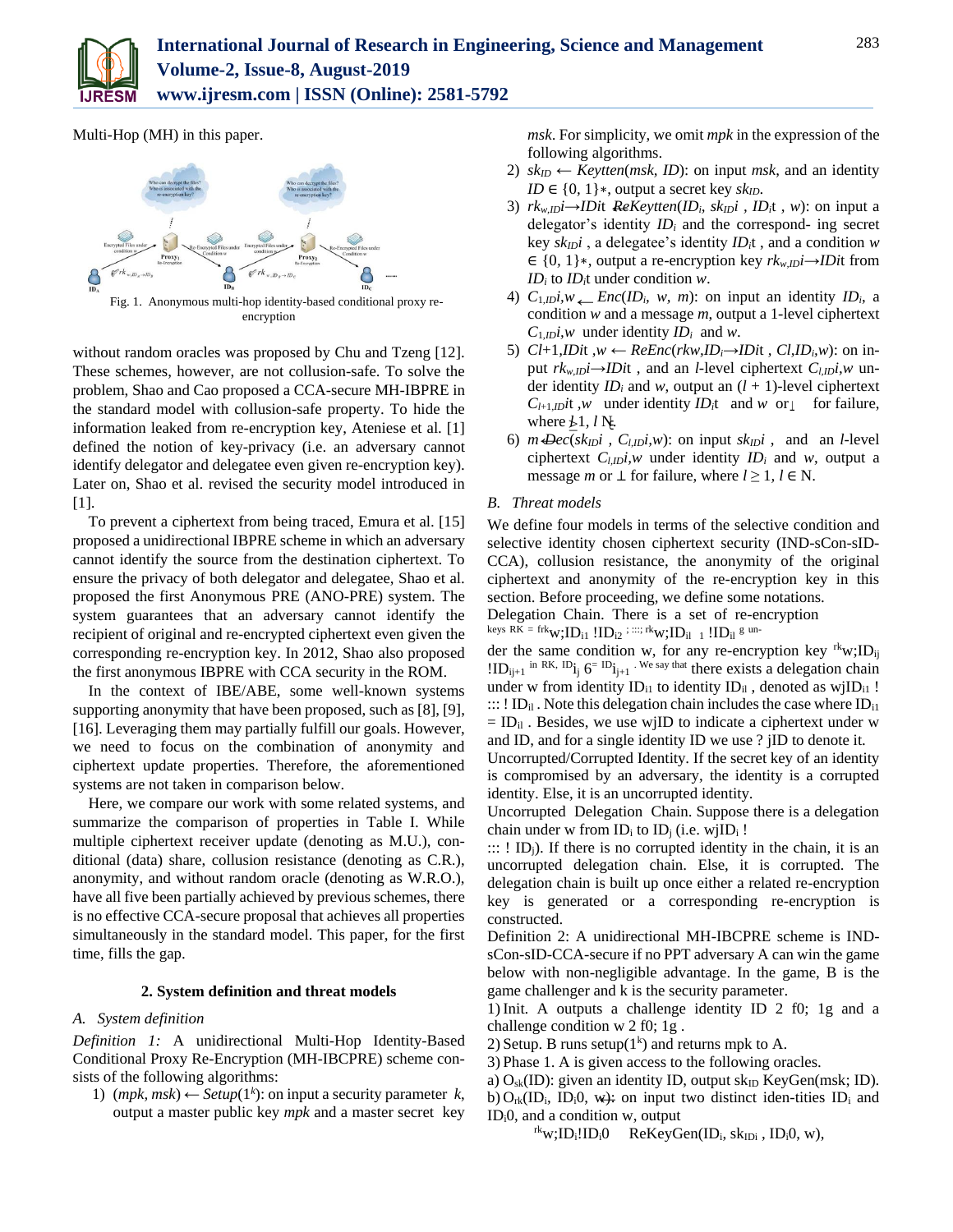Multi-Hop (MH) in this paper.

Fig. 1. Anonymous multi-hop identity-based conditional proxy re-encryption

without random oracles was proposed by Chu and Tzeng [12]. These schemes, however, are not collusion-safe. To solve the problem, Shao and Cao proposed a CCA-secure MH-IBPRE in the standard model with collusion-safe property. To hide the information leaked from re-encryption key, Ateniese et al. [1] defined the notion of key-privacy (i.e. an adversary cannot identify delegator and delegatee even given re-encryption key). Later on, Shao et al. revised the security model introduced in [1].

To prevent a ciphertext from being traced, Emura et al. [15] proposed a unidirectional IBPRE scheme in which an adversary cannot identify the source from the destination ciphertext. To ensure the privacy of both delegator and delegatee, Shao et al. proposed the first Anonymous PRE (ANO-PRE) system. The system guarantees that an adversary cannot identify the recipient of original and re-encrypted ciphertext even given the corresponding re-encryption key. In 2012, Shao also proposed the first anonymous IBPRE with CCA security in the ROM.

In the context of IBE/ABE, some well-known systems supporting anonymity that have been proposed, such as [8], [9], [16]. Leveraging them may partially fulfill our goals. However, we need to focus on the combination of anonymity and ciphertext update properties. Therefore, the aforementioned systems are not taken in comparison below.

Here, we compare our work with some related systems, and summarize the comparison of properties in Table I. While multiple ciphertext receiver update (denoting as M.U.), conditional (data) share, collusion resistance (denoting as C.R.), anonymity, and without random oracle (denoting as W.R.O.), have all five been partially achieved by previous schemes, there is no effective CCA-secure proposal that achieves all properties simultaneously in the standard model. This paper, for the first time, fills the gap.

## 2. System definition and threat models

### *A. System definition*

*Definition 1:* A unidirectional Multi-Hop Identity-Based Conditional Proxy Re-Encryption (MH-IBCPRE) scheme consists of the following algorithms:

1) $(mpk, msk) \leftarrow Setup(1^k)$: on input a security parameter $k$, output a master public key $mpk$ and a master secret key $msk$. For simplicity, we omit $mpk$ in the expression of the following algorithms.
2) $sk_{ID} \leftarrow Keytten(msk, ID)$: on input $msk$, and an identity $ID \in \{0, 1\}^*$, output a secret key $sk_{ID}$.
3) $rk_{w,ID_i \rightarrow ID_{i'}} \leftarrow ReKeytten(ID_i, sk_{ID_i}, ID_{i'}, w)$: on input a delegator's identity $ID_i$ and the correspond- ing secret key $sk_{ID_i}$, a delegatee's identity $ID_{i'}$, and a condition $w \in \{0, 1\}^*$, output a re-encryption key $rk_{w,ID_i \rightarrow ID_{i'}}$ from $ID_i$ to $ID_{i'}$ under condition $w$.
4) $C_{1,ID_i,w} \leftarrow Enc(ID_i, w, m)$: on input an identity $ID_i$, a condition $w$ and a message $m$, output a 1-level ciphertext $C_{1,ID_i,w}$ under identity $ID_i$ and $w$.
5) $C_{l+1,ID_{i'},w} \leftarrow ReEnc(rk_{w,ID_i \rightarrow ID_{i'}}, C_{l,ID_i,w})$: on input $rk_{w,ID_i \rightarrow ID_{i'}}$, and an $l$-level ciphertext $C_{l,ID_i,w}$ under identity $ID_i$ and $w$, output an $(l + 1)$-level ciphertext $C_{l+1,ID_{i'},w}$ under identity $ID_{i'}$ and $w$ or $\perp$ for failure, where $l \geq 1$, $l \in N$.
6) $m \leftarrow Dec(sk_{ID_i}, C_{l,ID_i,w})$: on input $sk_{ID_i}$, and an $l$-level ciphertext $C_{l,ID_i,w}$ under identity $ID_i$ and $w$, output a message $m$ or $\perp$ for failure, where $l \geq 1$, $l \in N$.

### *B. Threat models*

We define four models in terms of the selective condition and selective identity chosen ciphertext security (IND-sCon-sID-CCA), collusion resistance, the anonymity of the original ciphertext and anonymity of the re-encryption key in this section. Before proceeding, we define some notations.

Delegation Chain. There is a set of re-encryption keys $RK = \{rk_{w;ID_{i1} \rightarrow ID_{i2}}, \ldots, rk_{w;ID_{il-1} \rightarrow ID_{il}}\}$ under the same condition w, for any re-encryption key $rk_{w;ID_{ij} \rightarrow ID_{ij+1}}$ in RK, $ID_{ij} \neq ID_{ij+1}$. We say that there exists a delegation chain under w from identity $ID_{i1}$ to identity $ID_{il}$, denoted as $w|ID_{i1} \rightarrow \ldots \rightarrow ID_{il}$. Note this delegation chain includes the case where $ID_{i1} = ID_{il}$. Besides, we use w|ID to indicate a ciphertext under w and ID, and for a single identity ID we use ? |ID to denote it.

Uncorrupted/Corrupted Identity. If the secret key of an identity is compromised by an adversary, the identity is a corrupted identity. Else, it is an uncorrupted identity.

Uncorrupted Delegation Chain. Suppose there is a delegation chain under w from $ID_i$ to $ID_j$ (i.e. $w|ID_i \rightarrow \ldots \rightarrow ID_j$). If there is no corrupted identity in the chain, it is an uncorrupted delegation chain. Else, it is corrupted. The delegation chain is built up once either a related re-encryption key is generated or a corresponding re-encryption is constructed.

Definition 2: A unidirectional MH-IBCPRE scheme is IND-sCon-sID-CCA-secure if no PPT adversary A can win the game below with non-negligible advantage. In the game, B is the game challenger and k is the security parameter.

1) Init. A outputs a challenge identity $ID \in \{0, 1\}^*$ and a challenge condition $w \in \{0, 1\}^*$.

2) Setup. B runs setup$(1^k)$ and returns mpk to A.

3) Phase 1. A is given access to the following oracles.

a) $O_{sk}(ID)$: given an identity ID, output $sk_{ID} \leftarrow KeyGen(msk; ID)$.

b) $O_{rk}(ID_i, ID_{i'}, w)$: on input two distinct iden-tities $ID_i$ and $ID_{i'}$, and a condition w, output

$rk_{w;ID_i \rightarrow ID_{i'}} \leftarrow ReKeyGen(ID_i, sk_{ID_i}, ID_{i'}, w)$,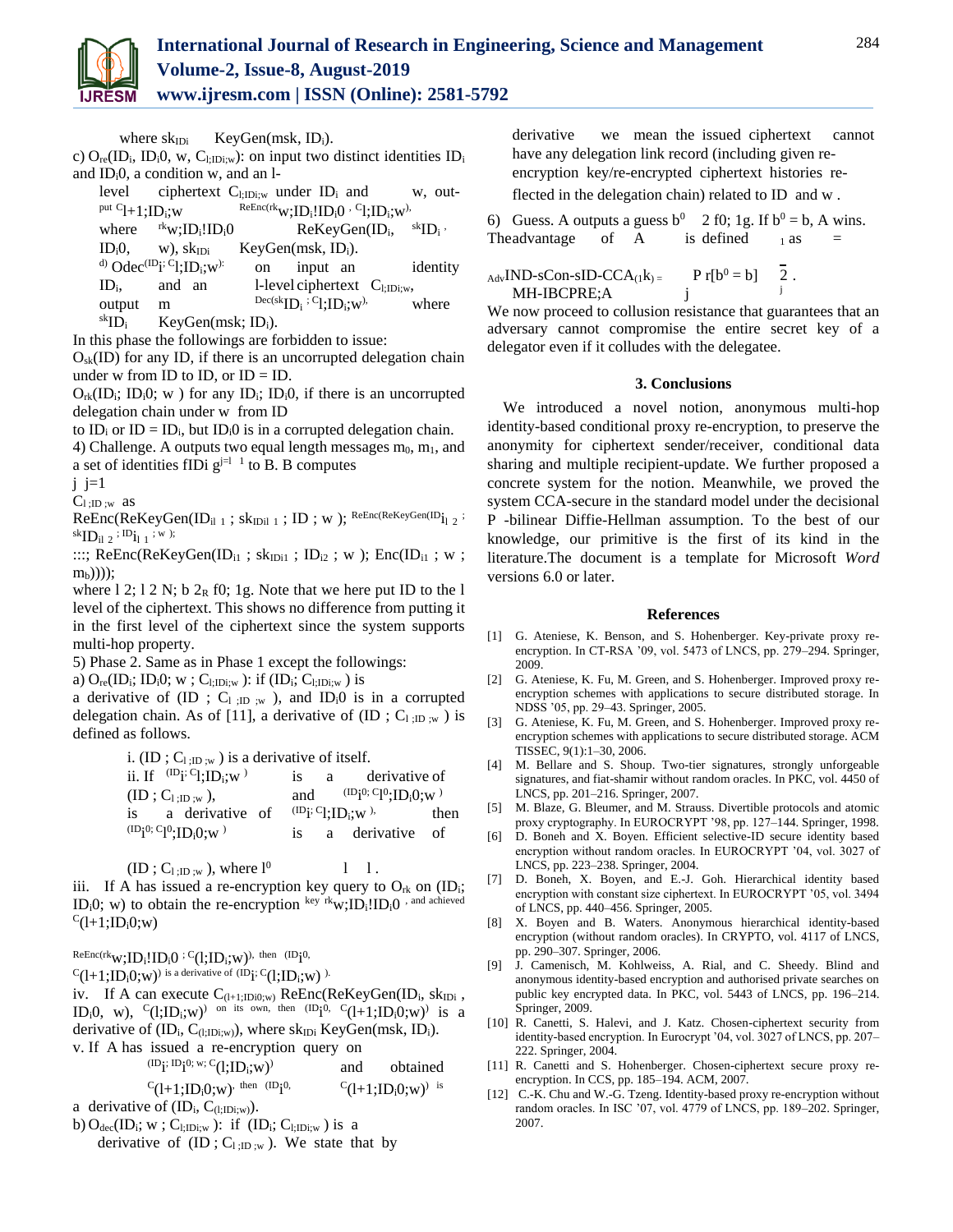where $sk_{ID_i}$ KeyGen(msk, $ID_i$).

c) $O_{re}(ID_i, ID_i0, w, C_{l;ID_i;w})$: on input two distinct identities $ID_i$ and $ID_i0$, a condition w, and an l-level ciphertext $C_{l;ID_i;w}$ under $ID_i$ and w, output $C_{l+1;ID_i;w}$ $^{ReEnc(rk}w;ID_i!ID_i0$ $^{, C}l;ID_i;w^{)}$, where $^{rk}w;ID_i!ID_i0$ ReKeyGen($ID_i$, $^{sk}ID_i$, $ID_i0$, w), $sk_{ID_i}$ KeyGen(msk, $ID_i$).

d) Odec$^{(ID}i$$^{; C}l;ID_i;w^{)}$: on input an identity $ID_i$, and an l-level ciphertext $C_{l;ID_i;w}$, output m $^{Dec(sk}ID_i$ $^{; C}l;ID_i;w^{)}$, where $^{sk}ID_i$ KeyGen(msk; $ID_i$).

In this phase the followings are forbidden to issue:

$O_{sk}$(ID) for any ID, if there is an uncorrupted delegation chain under w from ID to ID, or ID = ID.

$O_{rk}(ID_i; ID_i0; w)$ for any $ID_i; ID_i0$, if there is an uncorrupted delegation chain under w from ID to $ID_i$ or ID = $ID_i$, but $ID_i0$ is in a corrupted delegation chain.

4) Challenge. A outputs two equal length messages $m_0$, $m_1$, and a set of identities fIDi $g^{j=l\ 1}$ to B. B computes

j j=1

$C_{l;ID;w}$ as

ReEnc(ReKeyGen($ID_{il\ 1}$ ; $sk_{IDil\ 1}$ ; ID ; w ); $^{ReEnc(ReKeyGen(ID}i_{l\ 2}$ $^{;\ sk}ID_{il\ 2}$ $^{; ID}i_{l\ 1}$ $^{; w\ );}$

:::; ReEnc(ReKeyGen($ID_{i1}$ ; $sk_{IDi1}$ ; $ID_{i2}$ ; w ); Enc($ID_{i1}$ ; w ; $m_b$))));

where l 2; l 2 N; b $2_R$ f0; 1g. Note that we here put ID to the l level of the ciphertext. This shows no difference from putting it in the first level of the ciphertext since the system supports multi-hop property.

5) Phase 2. Same as in Phase 1 except the followings:

a) $O_{re}(ID_i; ID_i0; w; C_{l;ID_i;w})$: if $(ID_i; C_{l;ID_i;w})$ is a derivative of (ID ; $C_{l;ID;w}$ ), and $ID_i0$ is in a corrupted delegation chain. As of [11], a derivative of (ID ; $C_{l;ID;w}$ ) is defined as follows.

i. (ID ; $C_{l;ID;w}$ ) is a derivative of itself.

ii. If $^{(ID}i$$^{; C}l;ID_i;w^{)}$ is a derivative of (ID ; $C_{l;ID;w}$ ), and $^{(ID}i0$$^{; C}l^0;ID_i0;w^{)}$ is a derivative of $^{(ID}i$$^{; C}l;ID_i;w^{)}$, then $^{(ID}i0$$^{; C}l^0;ID_i0;w^{)}$ is a derivative of (ID ; $C_{l;ID;w}$ ), where $l^0$ l l.

iii. If A has issued a re-encryption key query to $O_{rk}$ on $(ID_i; ID_i0; w)$ to obtain the re-encryption key $^{rk}w;ID_i!ID_i0$, and achieved $^{C}(l+1;ID_i0;w)$ $^{ReEnc(rk}w;ID_i!ID_i0$ $^{; C}(l;ID_i;w)^{)}$, then $^{(ID}i0,$ $^{C}(l+1;ID_i0;w)^{)}$ is a derivative of $^{(ID}i$$^{; C}(l;ID_i;w)^{)}$.

iv. If A can execute $C_{(l+1;IDi0;w)}$ ReEnc(ReKeyGen($ID_i$, $sk_{ID_i}$, $ID_i0$, w), $^{C}(l;ID_i;w)^{)}$ on its own, then $^{(ID}i0,$ $^{C}(l+1;ID_i0;w)^{)}$ is a derivative of $(ID_i, C_{(l;ID_i;w)})$, where $sk_{ID_i}$ KeyGen(msk, $ID_i$).

v. If A has issued a re-encryption query on $^{(ID}i$$^{; ID}i0$$^{; w; C}(l;ID_i;w)^{)}$ and obtained $^{C}(l+1;ID_i0;w)$, then $^{(ID}i0,$ $^{C}(l+1;ID_i0;w)^{)}$ is a derivative of $(ID_i, C_{(l;ID_i;w)})$.

b) $O_{dec}(ID_i; w; C_{l;ID_i;w})$: if $(ID_i; C_{l;ID_i;w})$ is a derivative of (ID ; $C_{l;ID;w}$ ). We state that by derivative we mean the issued ciphertext cannot have any delegation link record (including given re-encryption key/re-encrypted ciphertext histories reflected in the delegation chain) related to ID and w .

6) Guess. A outputs a guess $b^0$ 2 f0; 1g. If $b^0$ = b, A wins. The advantage of A is defined $_1$ as =

$$Adv_{MH\text{-}IBCPRE;A}^{IND\text{-}sCon\text{-}sID\text{-}CCA}(1^k) = \left| Pr[b^0 = b] - \frac{1}{2} \right|.$$

We now proceed to collusion resistance that guarantees that an adversary cannot compromise the entire secret key of a delegator even if it colludes with the delegatee.

## 3. Conclusions

We introduced a novel notion, anonymous multi-hop identity-based conditional proxy re-encryption, to preserve the anonymity for ciphertext sender/receiver, conditional data sharing and multiple recipient-update. We further proposed a concrete system for the notion. Meanwhile, we proved the system CCA-secure in the standard model under the decisional P -bilinear Diffie-Hellman assumption. To the best of our knowledge, our primitive is the first of its kind in the literature.The document is a template for Microsoft *Word* versions 6.0 or later.

## References

[1] G. Ateniese, K. Benson, and S. Hohenberger. Key-private proxy re-encryption. In CT-RSA '09, vol. 5473 of LNCS, pp. 279–294. Springer, 2009.

[2] G. Ateniese, K. Fu, M. Green, and S. Hohenberger. Improved proxy re-encryption schemes with applications to secure distributed storage. In NDSS '05, pp. 29–43. Springer, 2005.

[3] G. Ateniese, K. Fu, M. Green, and S. Hohenberger. Improved proxy re-encryption schemes with applications to secure distributed storage. ACM TISSEC, 9(1):1–30, 2006.

[4] M. Bellare and S. Shoup. Two-tier signatures, strongly unforgeable signatures, and fiat-shamir without random oracles. In PKC, vol. 4450 of LNCS, pp. 201–216. Springer, 2007.

[5] M. Blaze, G. Bleumer, and M. Strauss. Divertible protocols and atomic proxy cryptography. In EUROCRYPT '98, pp. 127–144. Springer, 1998.

[6] D. Boneh and X. Boyen. Efficient selective-ID secure identity based encryption without random oracles. In EUROCRYPT '04, vol. 3027 of LNCS, pp. 223–238. Springer, 2004.

[7] D. Boneh, X. Boyen, and E.-J. Goh. Hierarchical identity based encryption with constant size ciphertext. In EUROCRYPT '05, vol. 3494 of LNCS, pp. 440–456. Springer, 2005.

[8] X. Boyen and B. Waters. Anonymous hierarchical identity-based encryption (without random oracles). In CRYPTO, vol. 4117 of LNCS, pp. 290–307. Springer, 2006.

[9] J. Camenisch, M. Kohlweiss, A. Rial, and C. Sheedy. Blind and anonymous identity-based encryption and authorised private searches on public key encrypted data. In PKC, vol. 5443 of LNCS, pp. 196–214. Springer, 2009.

[10] R. Canetti, S. Halevi, and J. Katz. Chosen-ciphertext security from identity-based encryption. In Eurocrypt '04, vol. 3027 of LNCS, pp. 207–222. Springer, 2004.

[11] R. Canetti and S. Hohenberger. Chosen-ciphertext secure proxy re-encryption. In CCS, pp. 185–194. ACM, 2007.

[12] C.-K. Chu and W.-G. Tzeng. Identity-based proxy re-encryption without random oracles. In ISC '07, vol. 4779 of LNCS, pp. 189–202. Springer, 2007.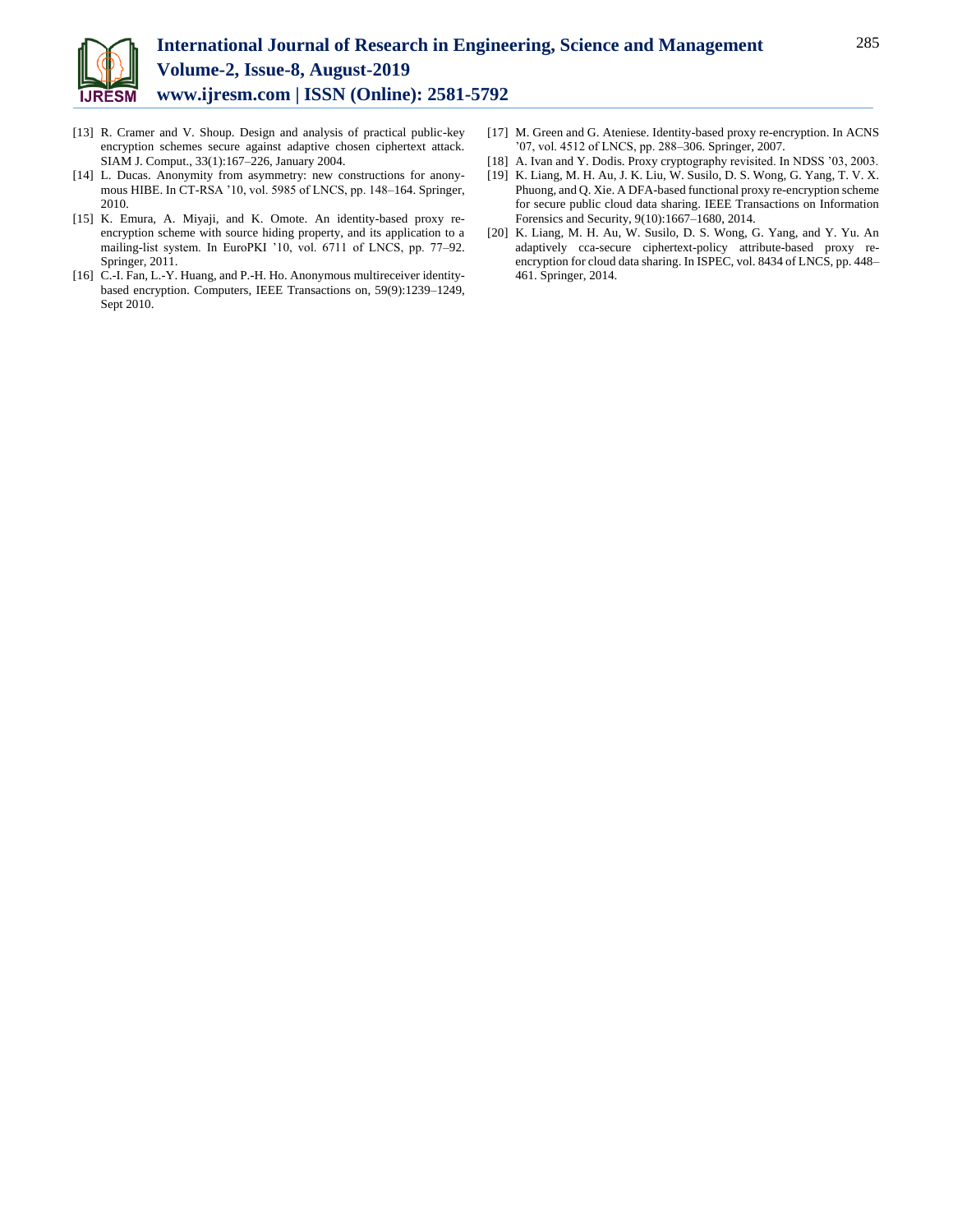[13] R. Cramer and V. Shoup. Design and analysis of practical public-key encryption schemes secure against adaptive chosen ciphertext attack. SIAM J. Comput., 33(1):167–226, January 2004.

[14] L. Ducas. Anonymity from asymmetry: new constructions for anonymous HIBE. In CT-RSA '10, vol. 5985 of LNCS, pp. 148–164. Springer, 2010.

[15] K. Emura, A. Miyaji, and K. Omote. An identity-based proxy re-encryption scheme with source hiding property, and its application to a mailing-list system. In EuroPKI '10, vol. 6711 of LNCS, pp. 77–92. Springer, 2011.

[16] C.-I. Fan, L.-Y. Huang, and P.-H. Ho. Anonymous multireceiver identity-based encryption. Computers, IEEE Transactions on, 59(9):1239–1249, Sept 2010.

[17] M. Green and G. Ateniese. Identity-based proxy re-encryption. In ACNS '07, vol. 4512 of LNCS, pp. 288–306. Springer, 2007.

[18] A. Ivan and Y. Dodis. Proxy cryptography revisited. In NDSS '03, 2003.

[19] K. Liang, M. H. Au, J. K. Liu, W. Susilo, D. S. Wong, G. Yang, T. V. X. Phuong, and Q. Xie. A DFA-based functional proxy re-encryption scheme for secure public cloud data sharing. IEEE Transactions on Information Forensics and Security, 9(10):1667–1680, 2014.

[20] K. Liang, M. H. Au, W. Susilo, D. S. Wong, G. Yang, and Y. Yu. An adaptively cca-secure ciphertext-policy attribute-based proxy re-encryption for cloud data sharing. In ISPEC, vol. 8434 of LNCS, pp. 448–461. Springer, 2014.